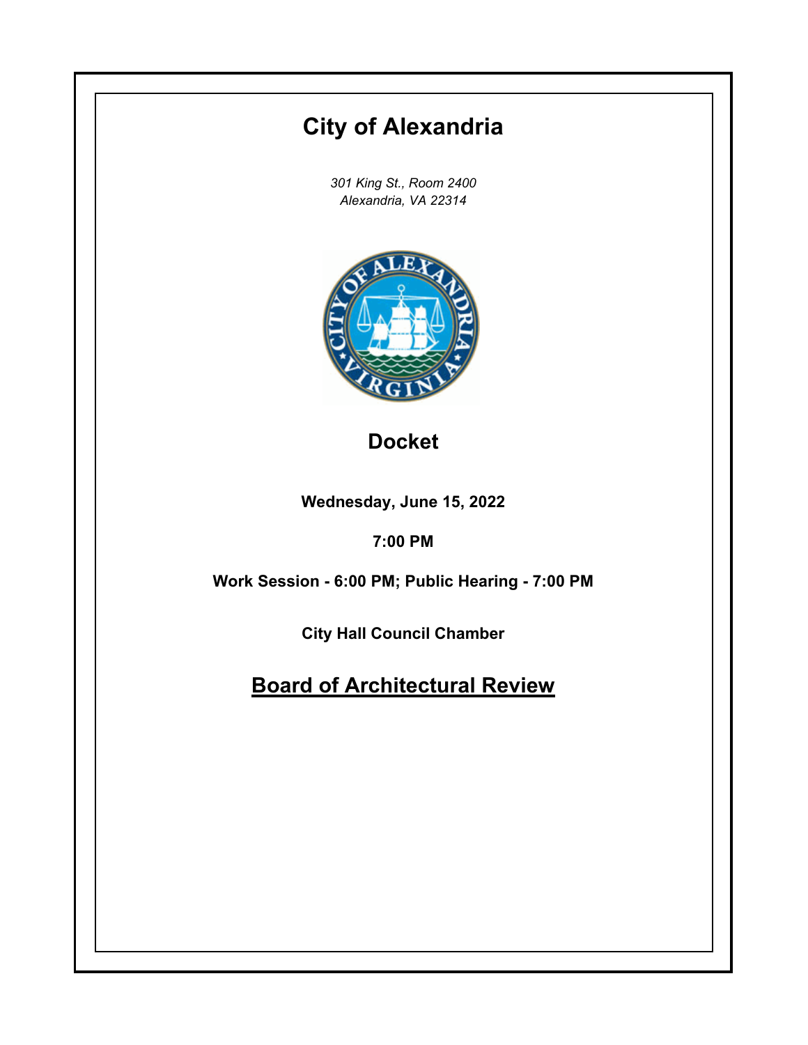# City of Alexandria

*301 King St., Room 2400*
*Alexandria, VA 22314*

## Docket

**Wednesday, June 15, 2022**

**7:00 PM**

**Work Session - 6:00 PM; Public Hearing - 7:00 PM**

**City Hall Council Chamber**

## Board of Architectural Review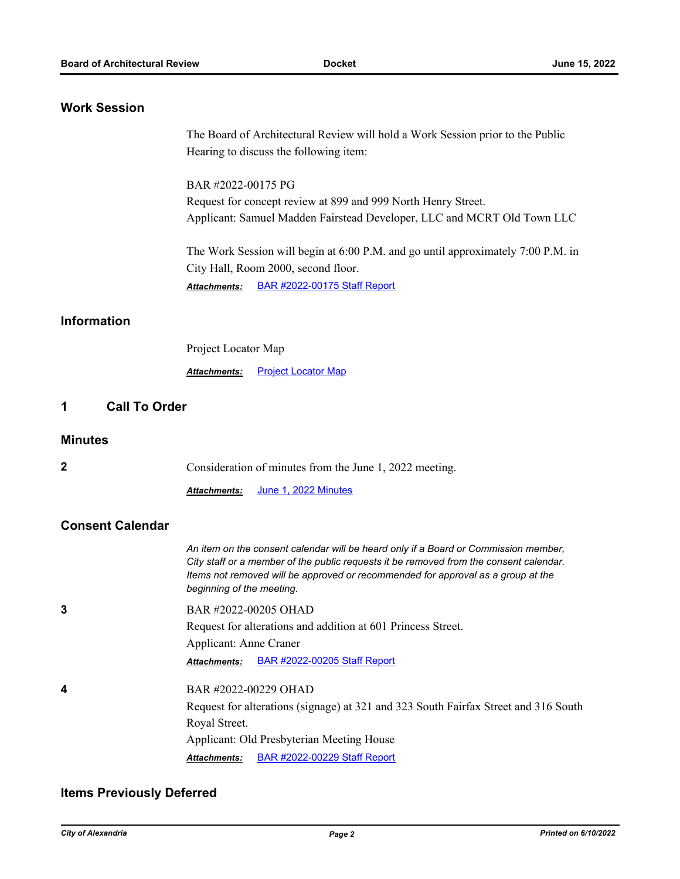## Work Session

The Board of Architectural Review will hold a Work Session prior to the Public Hearing to discuss the following item:

BAR #2022-00175 PG
Request for concept review at 899 and 999 North Henry Street.
Applicant: Samuel Madden Fairstead Developer, LLC and MCRT Old Town LLC

The Work Session will begin at 6:00 P.M. and go until approximately 7:00 P.M. in City Hall, Room 2000, second floor.

***Attachments:*** BAR #2022-00175 Staff Report

## Information

Project Locator Map

***Attachments:*** Project Locator Map

## 1 Call To Order

## Minutes

**2** Consideration of minutes from the June 1, 2022 meeting.

***Attachments:*** June 1, 2022 Minutes

## Consent Calendar

*An item on the consent calendar will be heard only if a Board or Commission member, City staff or a member of the public requests it be removed from the consent calendar. Items not removed will be approved or recommended for approval as a group at the beginning of the meeting.*

**3** BAR #2022-00205 OHAD
Request for alterations and addition at 601 Princess Street.
Applicant: Anne Craner

***Attachments:*** BAR #2022-00205 Staff Report

**4** BAR #2022-00229 OHAD
Request for alterations (signage) at 321 and 323 South Fairfax Street and 316 South Royal Street.
Applicant: Old Presbyterian Meeting House

***Attachments:*** BAR #2022-00229 Staff Report

## Items Previously Deferred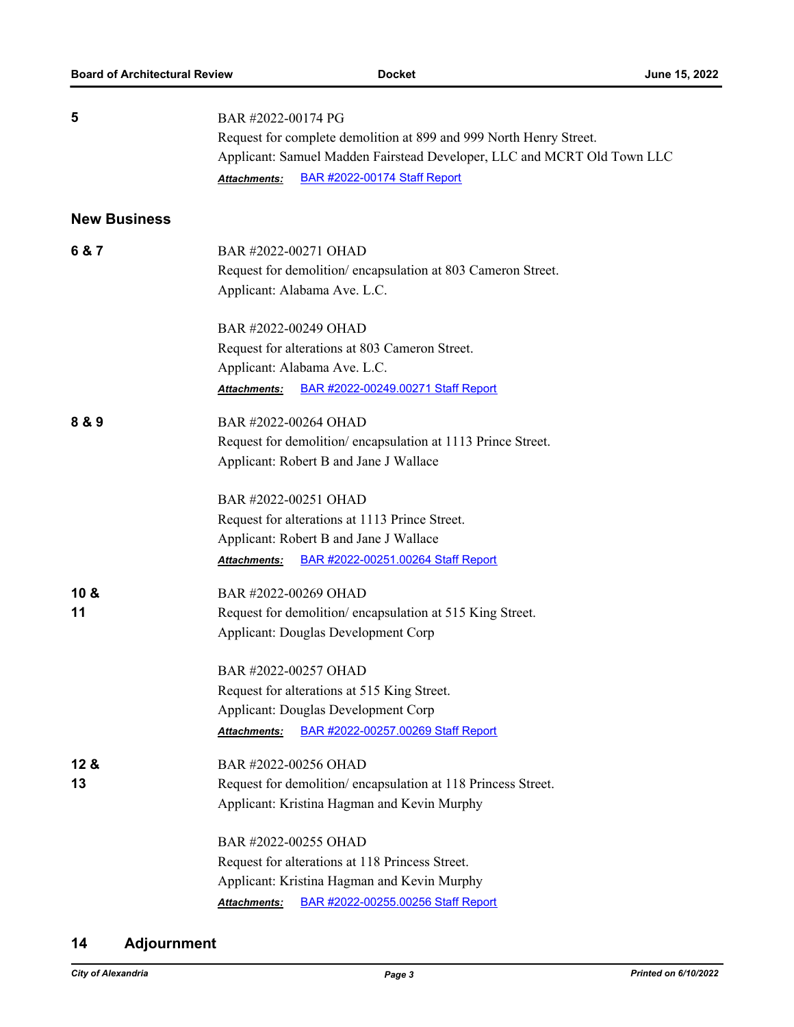**5**

BAR #2022-00174 PG
Request for complete demolition at 899 and 999 North Henry Street.
Applicant: Samuel Madden Fairstead Developer, LLC and MCRT Old Town LLC

***Attachments:*** BAR #2022-00174 Staff Report

## New Business

**6 & 7**

BAR #2022-00271 OHAD
Request for demolition/ encapsulation at 803 Cameron Street.
Applicant: Alabama Ave. L.C.

BAR #2022-00249 OHAD
Request for alterations at 803 Cameron Street.
Applicant: Alabama Ave. L.C.

***Attachments:*** BAR #2022-00249.00271 Staff Report

**8 & 9**

BAR #2022-00264 OHAD
Request for demolition/ encapsulation at 1113 Prince Street.
Applicant: Robert B and Jane J Wallace

BAR #2022-00251 OHAD
Request for alterations at 1113 Prince Street.
Applicant: Robert B and Jane J Wallace

***Attachments:*** BAR #2022-00251.00264 Staff Report

**10 & 11**

BAR #2022-00269 OHAD
Request for demolition/ encapsulation at 515 King Street.
Applicant: Douglas Development Corp

BAR #2022-00257 OHAD
Request for alterations at 515 King Street.
Applicant: Douglas Development Corp

***Attachments:*** BAR #2022-00257.00269 Staff Report

**12 & 13**

BAR #2022-00256 OHAD
Request for demolition/ encapsulation at 118 Princess Street.
Applicant: Kristina Hagman and Kevin Murphy

BAR #2022-00255 OHAD
Request for alterations at 118 Princess Street.
Applicant: Kristina Hagman and Kevin Murphy

***Attachments:*** BAR #2022-00255.00256 Staff Report

## 14 Adjournment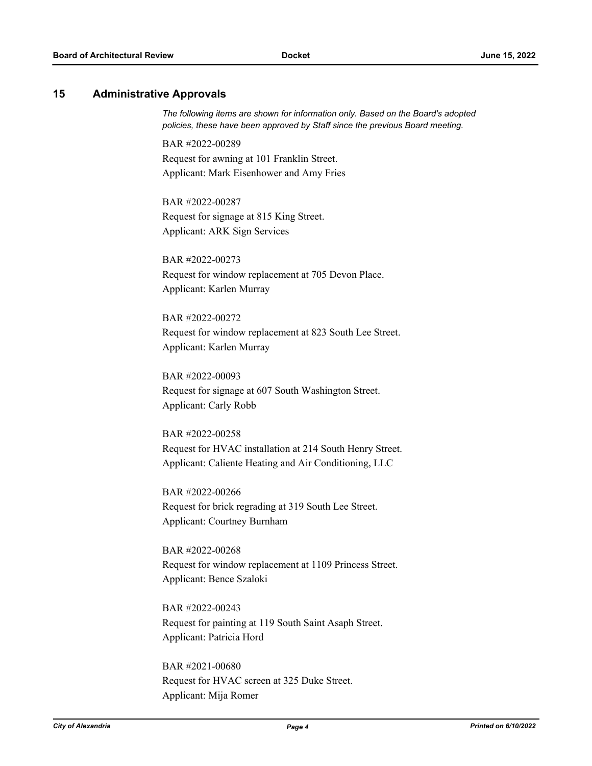## 15 Administrative Approvals

*The following items are shown for information only. Based on the Board's adopted policies, these have been approved by Staff since the previous Board meeting.*

BAR #2022-00289
Request for awning at 101 Franklin Street.
Applicant: Mark Eisenhower and Amy Fries

BAR #2022-00287
Request for signage at 815 King Street.
Applicant: ARK Sign Services

BAR #2022-00273
Request for window replacement at 705 Devon Place.
Applicant: Karlen Murray

BAR #2022-00272
Request for window replacement at 823 South Lee Street.
Applicant: Karlen Murray

BAR #2022-00093
Request for signage at 607 South Washington Street.
Applicant: Carly Robb

BAR #2022-00258
Request for HVAC installation at 214 South Henry Street.
Applicant: Caliente Heating and Air Conditioning, LLC

BAR #2022-00266
Request for brick regrading at 319 South Lee Street.
Applicant: Courtney Burnham

BAR #2022-00268
Request for window replacement at 1109 Princess Street.
Applicant: Bence Szaloki

BAR #2022-00243
Request for painting at 119 South Saint Asaph Street.
Applicant: Patricia Hord

BAR #2021-00680
Request for HVAC screen at 325 Duke Street.
Applicant: Mija Romer